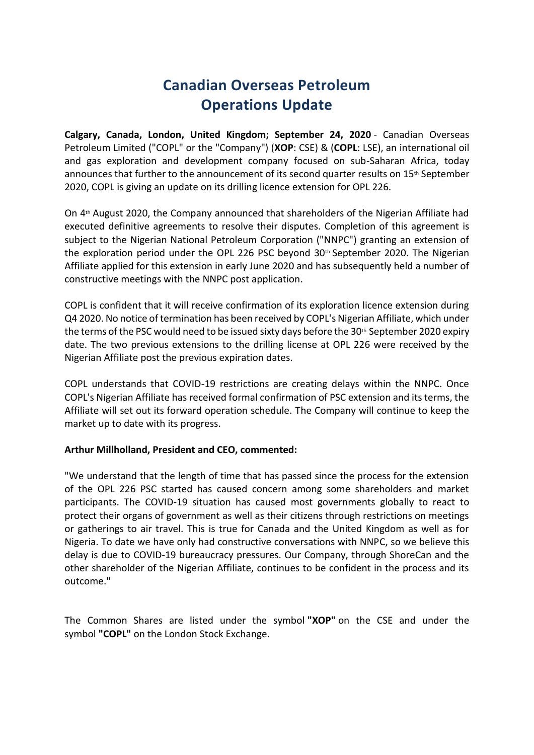# Canadian Overseas Petroleum Operations Update

**Calgary, Canada, London, United Kingdom; September 24, 2020** - Canadian Overseas Petroleum Limited ("COPL" or the "Company") (**XOP**: CSE) & (**COPL**: LSE), an international oil and gas exploration and development company focused on sub-Saharan Africa, today announces that further to the announcement of its second quarter results on 15th September 2020, COPL is giving an update on its drilling licence extension for OPL 226.

On 4th August 2020, the Company announced that shareholders of the Nigerian Affiliate had executed definitive agreements to resolve their disputes. Completion of this agreement is subject to the Nigerian National Petroleum Corporation ("NNPC") granting an extension of the exploration period under the OPL 226 PSC beyond 30th September 2020. The Nigerian Affiliate applied for this extension in early June 2020 and has subsequently held a number of constructive meetings with the NNPC post application.

COPL is confident that it will receive confirmation of its exploration licence extension during Q4 2020. No notice of termination has been received by COPL's Nigerian Affiliate, which under the terms of the PSC would need to be issued sixty days before the 30th September 2020 expiry date. The two previous extensions to the drilling license at OPL 226 were received by the Nigerian Affiliate post the previous expiration dates.

COPL understands that COVID-19 restrictions are creating delays within the NNPC. Once COPL's Nigerian Affiliate has received formal confirmation of PSC extension and its terms, the Affiliate will set out its forward operation schedule. The Company will continue to keep the market up to date with its progress.

**Arthur Millholland, President and CEO, commented:**

"We understand that the length of time that has passed since the process for the extension of the OPL 226 PSC started has caused concern among some shareholders and market participants. The COVID-19 situation has caused most governments globally to react to protect their organs of government as well as their citizens through restrictions on meetings or gatherings to air travel. This is true for Canada and the United Kingdom as well as for Nigeria. To date we have only had constructive conversations with NNPC, so we believe this delay is due to COVID-19 bureaucracy pressures. Our Company, through ShoreCan and the other shareholder of the Nigerian Affiliate, continues to be confident in the process and its outcome."

The Common Shares are listed under the symbol **"XOP"** on the CSE and under the symbol **"COPL"** on the London Stock Exchange.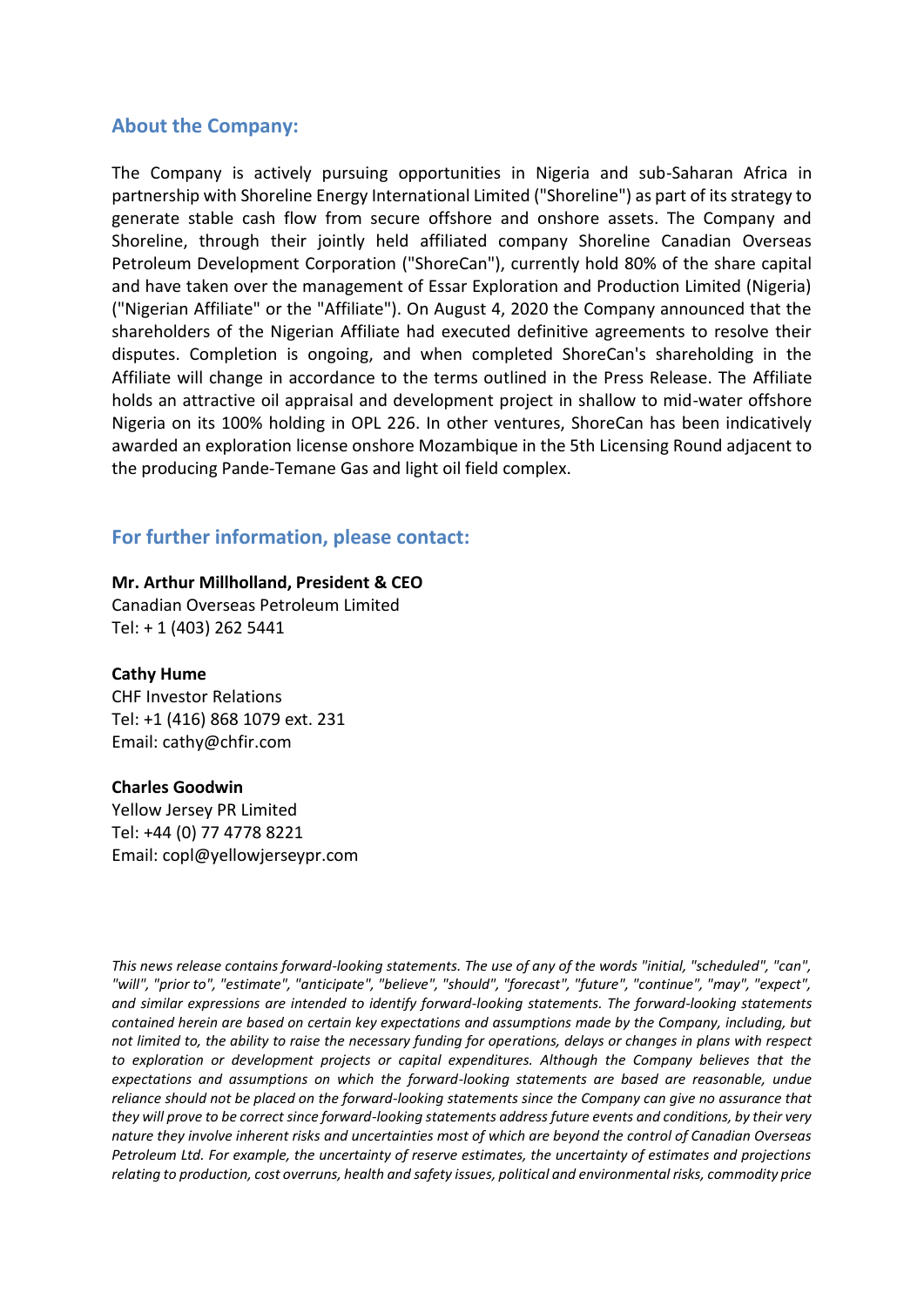## About the Company:

The Company is actively pursuing opportunities in Nigeria and sub-Saharan Africa in partnership with Shoreline Energy International Limited ("Shoreline") as part of its strategy to generate stable cash flow from secure offshore and onshore assets. The Company and Shoreline, through their jointly held affiliated company Shoreline Canadian Overseas Petroleum Development Corporation ("ShoreCan"), currently hold 80% of the share capital and have taken over the management of Essar Exploration and Production Limited (Nigeria) ("Nigerian Affiliate" or the "Affiliate"). On August 4, 2020 the Company announced that the shareholders of the Nigerian Affiliate had executed definitive agreements to resolve their disputes. Completion is ongoing, and when completed ShoreCan's shareholding in the Affiliate will change in accordance to the terms outlined in the Press Release. The Affiliate holds an attractive oil appraisal and development project in shallow to mid-water offshore Nigeria on its 100% holding in OPL 226. In other ventures, ShoreCan has been indicatively awarded an exploration license onshore Mozambique in the 5th Licensing Round adjacent to the producing Pande-Temane Gas and light oil field complex.

## For further information, please contact:

**Mr. Arthur Millholland, President & CEO**
Canadian Overseas Petroleum Limited
Tel: + 1 (403) 262 5441

**Cathy Hume**
CHF Investor Relations
Tel: +1 (416) 868 1079 ext. 231
Email: cathy@chfir.com

**Charles Goodwin**
Yellow Jersey PR Limited
Tel: +44 (0) 77 4778 8221
Email: copl@yellowjerseypr.com

*This news release contains forward-looking statements. The use of any of the words "initial, "scheduled", "can", "will", "prior to", "estimate", "anticipate", "believe", "should", "forecast", "future", "continue", "may", "expect", and similar expressions are intended to identify forward-looking statements. The forward-looking statements contained herein are based on certain key expectations and assumptions made by the Company, including, but not limited to, the ability to raise the necessary funding for operations, delays or changes in plans with respect to exploration or development projects or capital expenditures. Although the Company believes that the expectations and assumptions on which the forward-looking statements are based are reasonable, undue reliance should not be placed on the forward-looking statements since the Company can give no assurance that they will prove to be correct since forward-looking statements address future events and conditions, by their very nature they involve inherent risks and uncertainties most of which are beyond the control of Canadian Overseas Petroleum Ltd. For example, the uncertainty of reserve estimates, the uncertainty of estimates and projections relating to production, cost overruns, health and safety issues, political and environmental risks, commodity price*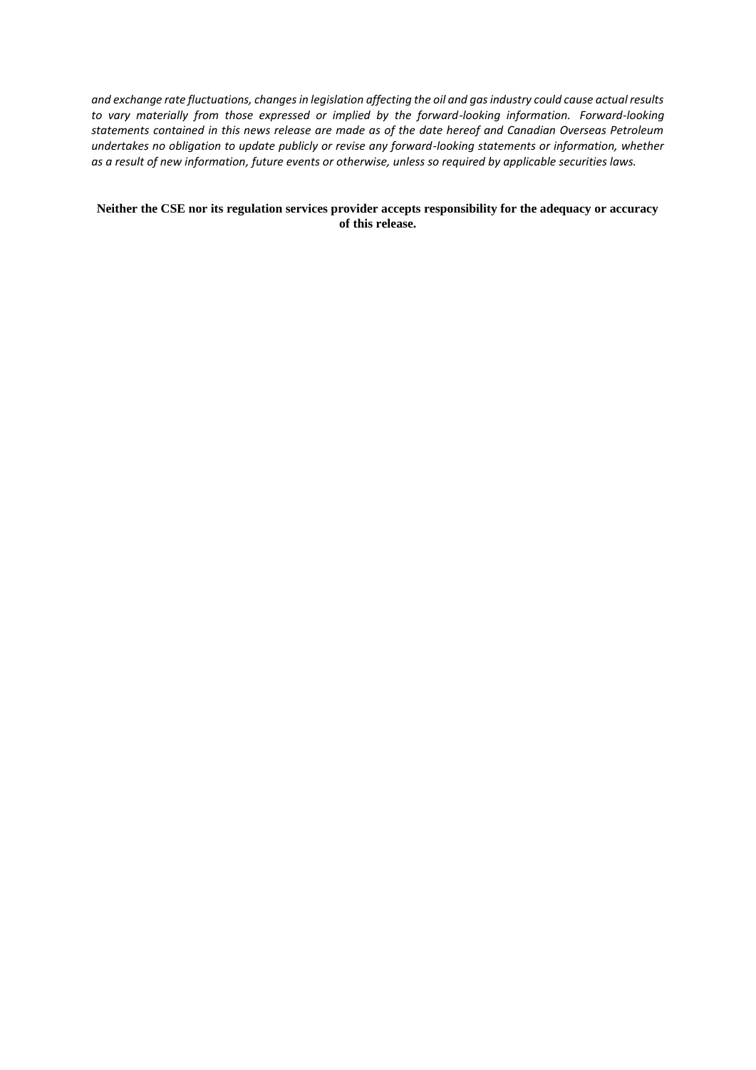*and exchange rate fluctuations, changes in legislation affecting the oil and gas industry could cause actual results to vary materially from those expressed or implied by the forward-looking information. Forward-looking statements contained in this news release are made as of the date hereof and Canadian Overseas Petroleum undertakes no obligation to update publicly or revise any forward-looking statements or information, whether as a result of new information, future events or otherwise, unless so required by applicable securities laws.*

**Neither the CSE nor its regulation services provider accepts responsibility for the adequacy or accuracy of this release.**